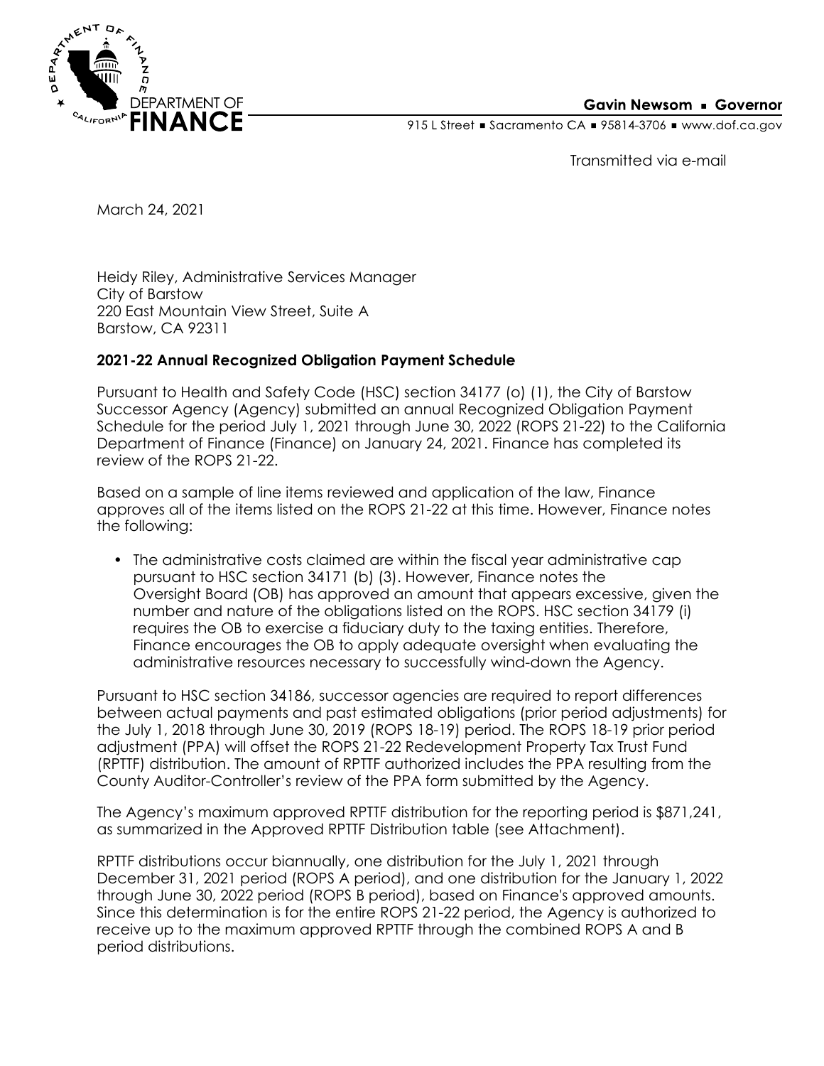DEPARTMENT OF FINANCE

**Gavin Newsom ▪ Governor**

915 L Street ▪ Sacramento CA ▪ 95814-3706 ▪ www.dof.ca.gov

Transmitted via e-mail

March 24, 2021

Heidy Riley, Administrative Services Manager
City of Barstow
220 East Mountain View Street, Suite A
Barstow, CA 92311

**2021-22 Annual Recognized Obligation Payment Schedule**

Pursuant to Health and Safety Code (HSC) section 34177 (o) (1), the City of Barstow Successor Agency (Agency) submitted an annual Recognized Obligation Payment Schedule for the period July 1, 2021 through June 30, 2022 (ROPS 21-22) to the California Department of Finance (Finance) on January 24, 2021. Finance has completed its review of the ROPS 21-22.

Based on a sample of line items reviewed and application of the law, Finance approves all of the items listed on the ROPS 21-22 at this time. However, Finance notes the following:

- The administrative costs claimed are within the fiscal year administrative cap pursuant to HSC section 34171 (b) (3). However, Finance notes the Oversight Board (OB) has approved an amount that appears excessive, given the number and nature of the obligations listed on the ROPS. HSC section 34179 (i) requires the OB to exercise a fiduciary duty to the taxing entities. Therefore, Finance encourages the OB to apply adequate oversight when evaluating the administrative resources necessary to successfully wind-down the Agency.

Pursuant to HSC section 34186, successor agencies are required to report differences between actual payments and past estimated obligations (prior period adjustments) for the July 1, 2018 through June 30, 2019 (ROPS 18-19) period. The ROPS 18-19 prior period adjustment (PPA) will offset the ROPS 21-22 Redevelopment Property Tax Trust Fund (RPTTF) distribution. The amount of RPTTF authorized includes the PPA resulting from the County Auditor-Controller's review of the PPA form submitted by the Agency.

The Agency's maximum approved RPTTF distribution for the reporting period is $871,241, as summarized in the Approved RPTTF Distribution table (see Attachment).

RPTTF distributions occur biannually, one distribution for the July 1, 2021 through December 31, 2021 period (ROPS A period), and one distribution for the January 1, 2022 through June 30, 2022 period (ROPS B period), based on Finance's approved amounts. Since this determination is for the entire ROPS 21-22 period, the Agency is authorized to receive up to the maximum approved RPTTF through the combined ROPS A and B period distributions.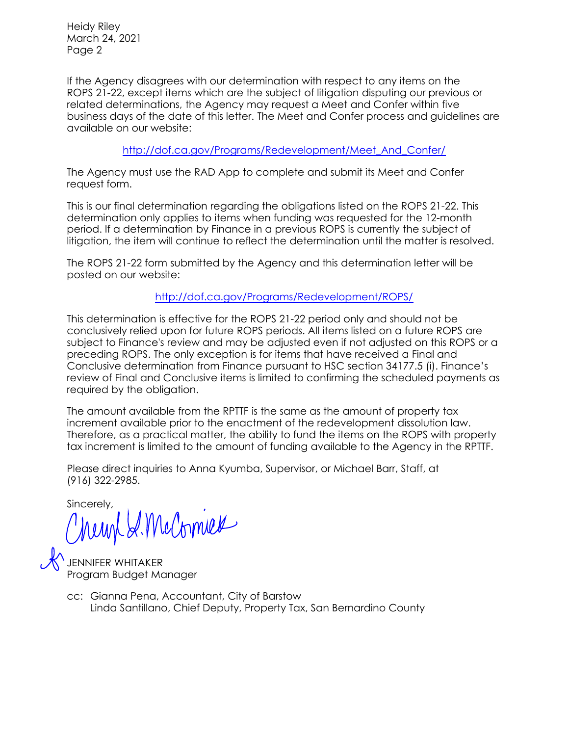If the Agency disagrees with our determination with respect to any items on the ROPS 21-22, except items which are the subject of litigation disputing our previous or related determinations, the Agency may request a Meet and Confer within five business days of the date of this letter. The Meet and Confer process and guidelines are available on our website:

http://dof.ca.gov/Programs/Redevelopment/Meet_And_Confer/

The Agency must use the RAD App to complete and submit its Meet and Confer request form.

This is our final determination regarding the obligations listed on the ROPS 21-22. This determination only applies to items when funding was requested for the 12-month period. If a determination by Finance in a previous ROPS is currently the subject of litigation, the item will continue to reflect the determination until the matter is resolved.

The ROPS 21-22 form submitted by the Agency and this determination letter will be posted on our website:

http://dof.ca.gov/Programs/Redevelopment/ROPS/

This determination is effective for the ROPS 21-22 period only and should not be conclusively relied upon for future ROPS periods. All items listed on a future ROPS are subject to Finance's review and may be adjusted even if not adjusted on this ROPS or a preceding ROPS. The only exception is for items that have received a Final and Conclusive determination from Finance pursuant to HSC section 34177.5 (i). Finance's review of Final and Conclusive items is limited to confirming the scheduled payments as required by the obligation.

The amount available from the RPTTF is the same as the amount of property tax increment available prior to the enactment of the redevelopment dissolution law. Therefore, as a practical matter, the ability to fund the items on the ROPS with property tax increment is limited to the amount of funding available to the Agency in the RPTTF.

Please direct inquiries to Anna Kyumba, Supervisor, or Michael Barr, Staff, at (916) 322-2985.

Sincerely,

Cheryl L. McCormick

JENNIFER WHITAKER
Program Budget Manager

cc: Gianna Pena, Accountant, City of Barstow
Linda Santillano, Chief Deputy, Property Tax, San Bernardino County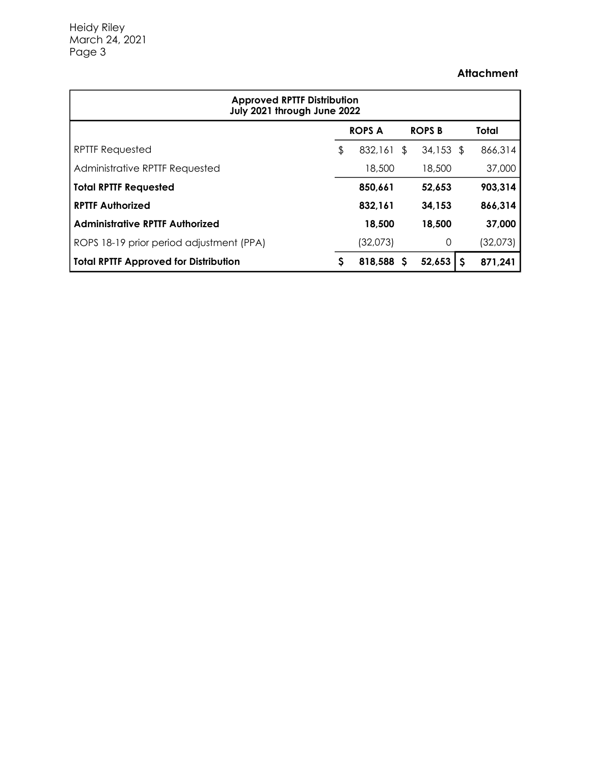**Attachment**

| Approved RPTTF Distribution<br>July 2021 through June 2022 | | | |
|---|---|---|---|
| | **ROPS A** | **ROPS B** | **Total** |
| RPTTF Requested | $ 832,161 | $ 34,153 | $ 866,314 |
| Administrative RPTTF Requested | 18,500 | 18,500 | 37,000 |
| **Total RPTTF Requested** | **850,661** | **52,653** | **903,314** |
| **RPTTF Authorized** | **832,161** | **34,153** | **866,314** |
| **Administrative RPTTF Authorized** | **18,500** | **18,500** | **37,000** |
| ROPS 18-19 prior period adjustment (PPA) | (32,073) | 0 | (32,073) |
| **Total RPTTF Approved for Distribution** | **$ 818,588** | **$ 52,653** | **$ 871,241** |